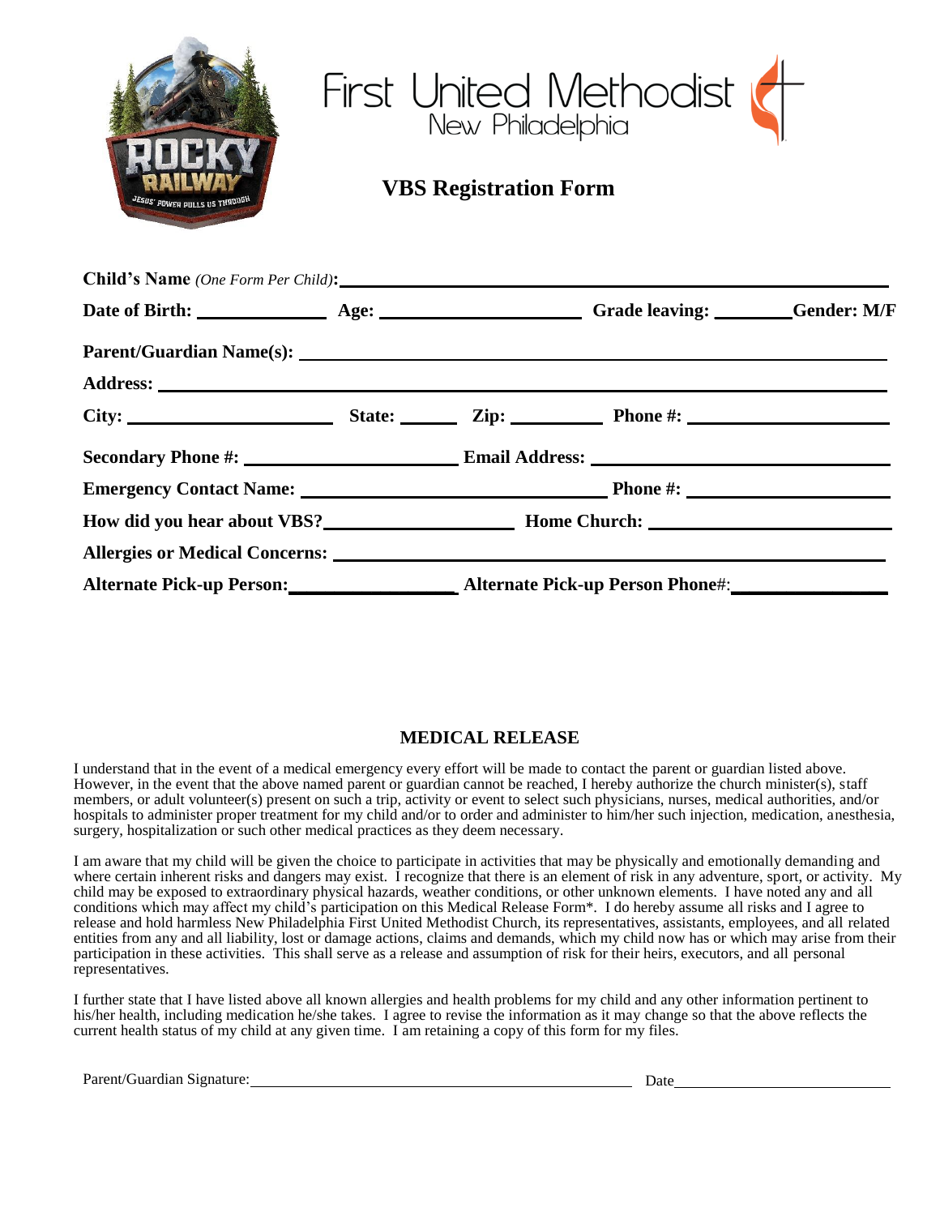ROCKY RAILWAY
JESUS' POWER PULLS US THROUGH

# First United Methodist
New Philadelphia

## VBS Registration Form

**Child's Name** *(One Form Per Child)***:** ______________________________________________

**Date of Birth:** ______________ **Age:** ______________________ **Grade leaving:** ________ **Gender: M/F**

**Parent/Guardian Name(s):** ______________________________________________

**Address:** ______________________________________________

**City:** ______________________ **State:** ______ **Zip:** __________ **Phone #:** ____________________

**Secondary Phone #:** ______________________ **Email Address:** ____________________________

**Emergency Contact Name:** ______________________________ **Phone #:** ____________________

**How did you hear about VBS?** ____________________ **Home Church:** ________________________

**Allergies or Medical Concerns:** ______________________________________________

**Alternate Pick-up Person:** __________________ **Alternate Pick-up Person Phone#:** ________________

## MEDICAL RELEASE

I understand that in the event of a medical emergency every effort will be made to contact the parent or guardian listed above. However, in the event that the above named parent or guardian cannot be reached, I hereby authorize the church minister(s), staff members, or adult volunteer(s) present on such a trip, activity or event to select such physicians, nurses, medical authorities, and/or hospitals to administer proper treatment for my child and/or to order and administer to him/her such injection, medication, anesthesia, surgery, hospitalization or such other medical practices as they deem necessary.

I am aware that my child will be given the choice to participate in activities that may be physically and emotionally demanding and where certain inherent risks and dangers may exist. I recognize that there is an element of risk in any adventure, sport, or activity. My child may be exposed to extraordinary physical hazards, weather conditions, or other unknown elements. I have noted any and all conditions which may affect my child's participation on this Medical Release Form*. I do hereby assume all risks and I agree to release and hold harmless New Philadelphia First United Methodist Church, its representatives, assistants, employees, and all related entities from any and all liability, lost or damage actions, claims and demands, which my child now has or which may arise from their participation in these activities. This shall serve as a release and assumption of risk for their heirs, executors, and all personal representatives.

I further state that I have listed above all known allergies and health problems for my child and any other information pertinent to his/her health, including medication he/she takes. I agree to revise the information as it may change so that the above reflects the current health status of my child at any given time. I am retaining a copy of this form for my files.

Parent/Guardian Signature: ______________________________________________ Date ____________________________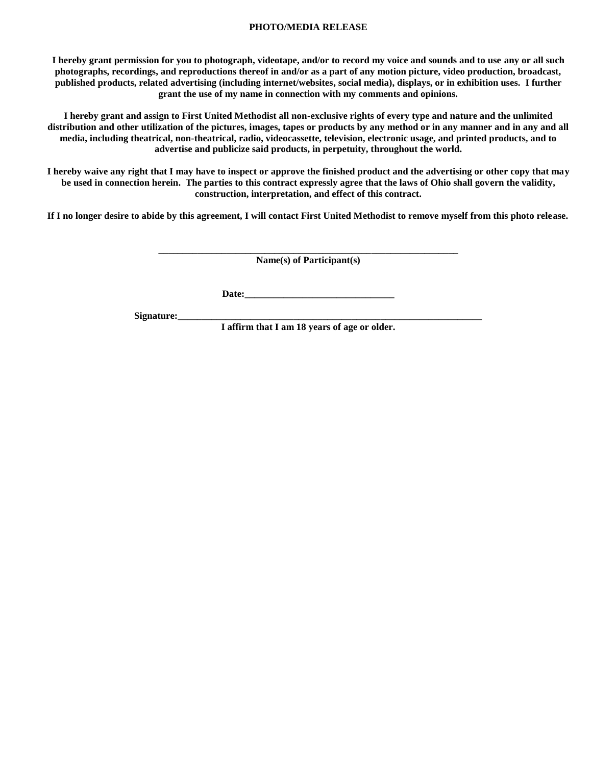# PHOTO/MEDIA RELEASE

**I hereby grant permission for you to photograph, videotape, and/or to record my voice and sounds and to use any or all such photographs, recordings, and reproductions thereof in and/or as a part of any motion picture, video production, broadcast, published products, related advertising (including internet/websites, social media), displays, or in exhibition uses. I further grant the use of my name in connection with my comments and opinions.**

**I hereby grant and assign to First United Methodist all non-exclusive rights of every type and nature and the unlimited distribution and other utilization of the pictures, images, tapes or products by any method or in any manner and in any and all media, including theatrical, non-theatrical, radio, videocassette, television, electronic usage, and printed products, and to advertise and publicize said products, in perpetuity, throughout the world.**

**I hereby waive any right that I may have to inspect or approve the finished product and the advertising or other copy that may be used in connection herein. The parties to this contract expressly agree that the laws of Ohio shall govern the validity, construction, interpretation, and effect of this contract.**

**If I no longer desire to abide by this agreement, I will contact First United Methodist to remove myself from this photo release.**

**____________________________________________________________**
**Name(s) of Participant(s)**

**Date:________________________________**

**Signature:____________________________________________________________**
**I affirm that I am 18 years of age or older.**